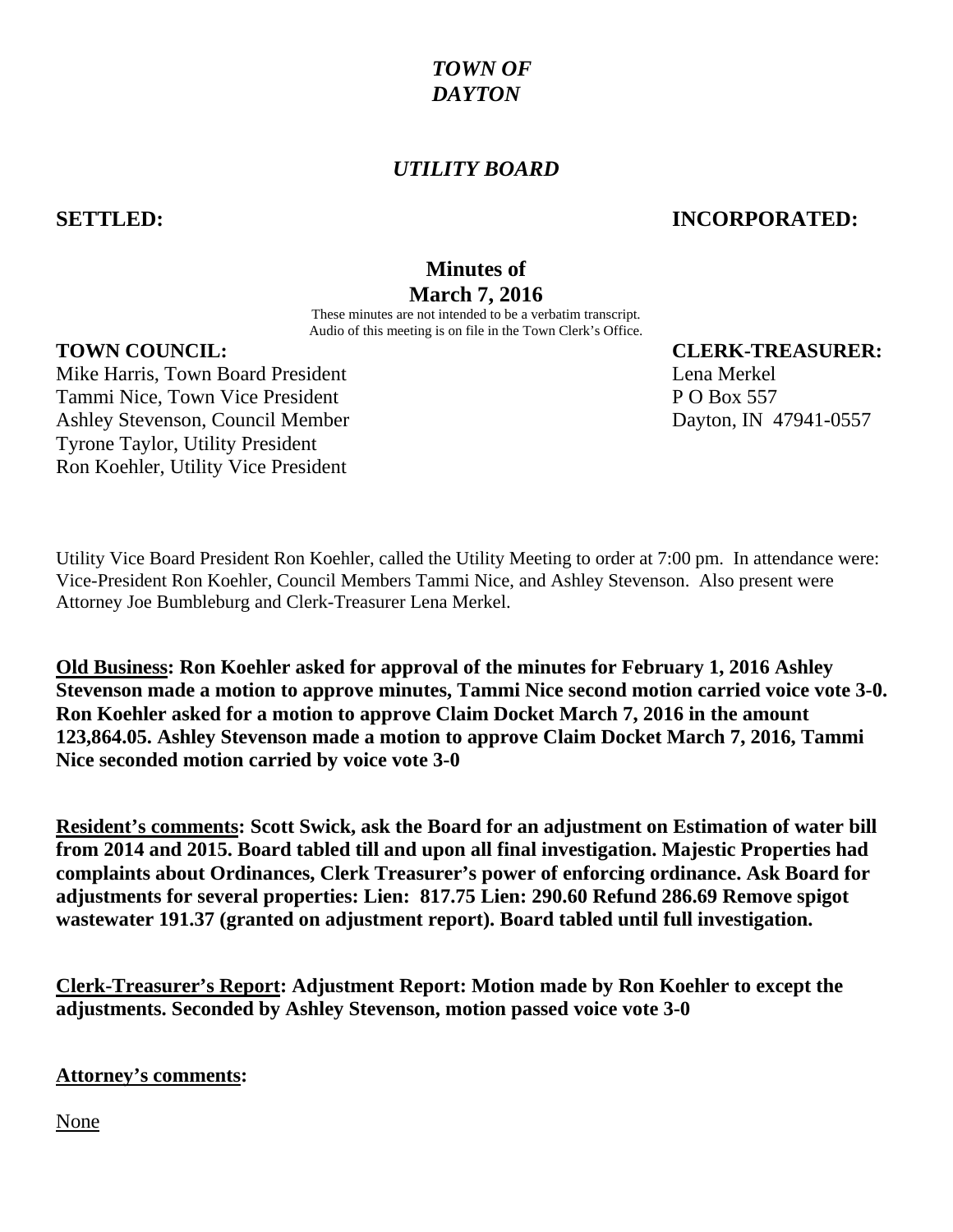# *TOWN OF DAYTON*

## *UTILITY BOARD*

**SETTLED:** **INCORPORATED:**

### Minutes of March 7, 2016

These minutes are not intended to be a verbatim transcript.
Audio of this meeting is on file in the Town Clerk's Office.

**TOWN COUNCIL:**
Mike Harris, Town Board President
Tammi Nice, Town Vice President
Ashley Stevenson, Council Member
Tyrone Taylor, Utility President
Ron Koehler, Utility Vice President

**CLERK-TREASURER:**
Lena Merkel
P O Box 557
Dayton, IN 47941-0557

Utility Vice Board President Ron Koehler, called the Utility Meeting to order at 7:00 pm. In attendance were: Vice-President Ron Koehler, Council Members Tammi Nice, and Ashley Stevenson. Also present were Attorney Joe Bumbleburg and Clerk-Treasurer Lena Merkel.

**<u>Old Business</u>: Ron Koehler asked for approval of the minutes for February 1, 2016 Ashley Stevenson made a motion to approve minutes, Tammi Nice second motion carried voice vote 3-0. Ron Koehler asked for a motion to approve Claim Docket March 7, 2016 in the amount 123,864.05. Ashley Stevenson made a motion to approve Claim Docket March 7, 2016, Tammi Nice seconded motion carried by voice vote 3-0**

**<u>Resident's comments</u>: Scott Swick, ask the Board for an adjustment on Estimation of water bill from 2014 and 2015. Board tabled till and upon all final investigation. Majestic Properties had complaints about Ordinances, Clerk Treasurer's power of enforcing ordinance. Ask Board for adjustments for several properties: Lien: 817.75 Lien: 290.60 Refund 286.69 Remove spigot wastewater 191.37 (granted on adjustment report). Board tabled until full investigation.**

**<u>Clerk-Treasurer's Report</u>: Adjustment Report: Motion made by Ron Koehler to except the adjustments. Seconded by Ashley Stevenson, motion passed voice vote 3-0**

**<u>Attorney's comments</u>:**

<u>None</u>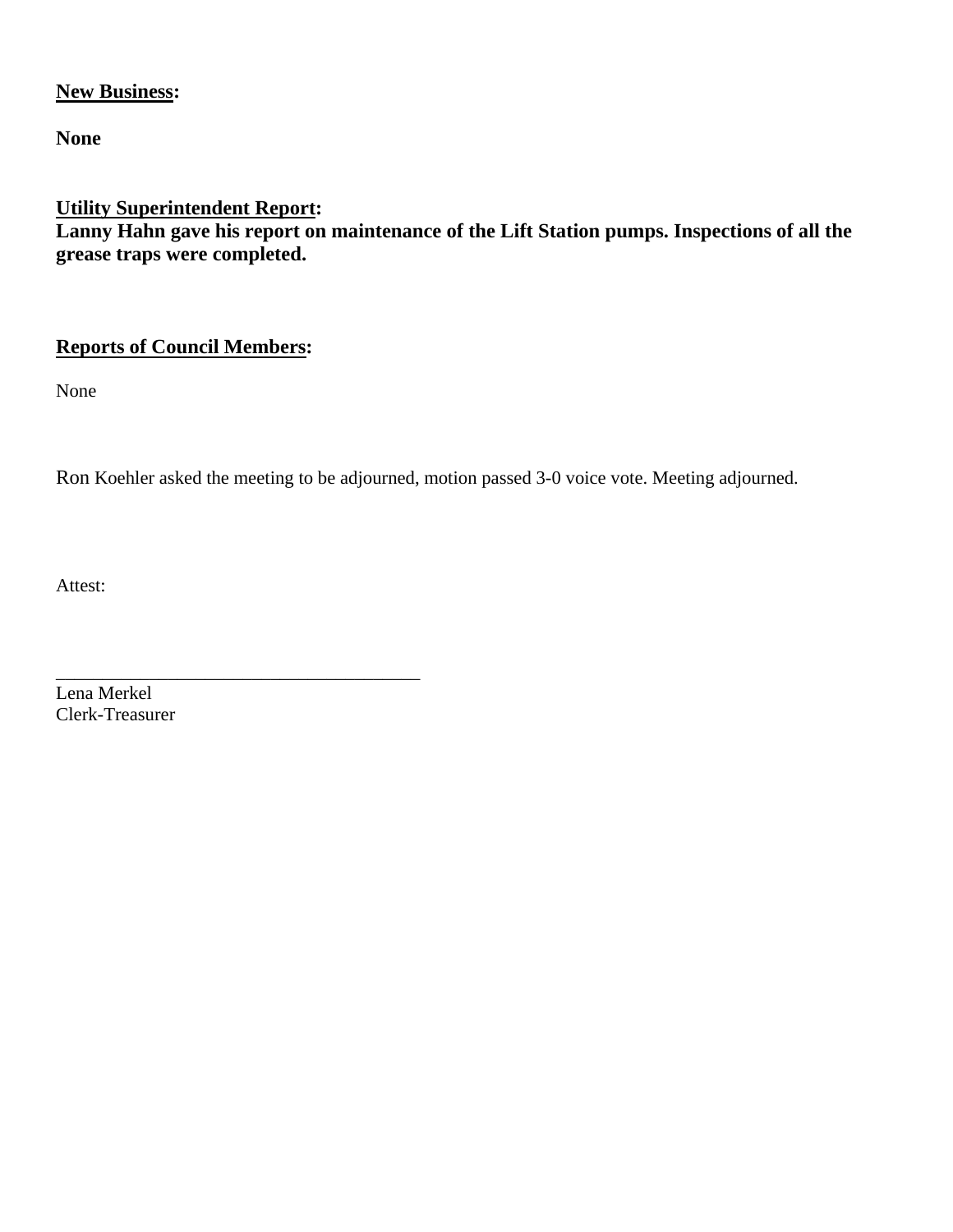**<u>New Business</u>:**

**None**

**<u>Utility Superintendent Report</u>:**
**Lanny Hahn gave his report on maintenance of the Lift Station pumps. Inspections of all the grease traps were completed.**

**<u>Reports of Council Members</u>:**

None

Ron Koehler asked the meeting to be adjourned, motion passed 3-0 voice vote. Meeting adjourned.

Attest:

\_\_\_\_\_\_\_\_\_\_\_\_\_\_\_\_\_\_\_\_\_\_\_\_\_\_\_\_\_\_\_\_\_\_\_\_\_\_\_
Lena Merkel
Clerk-Treasurer